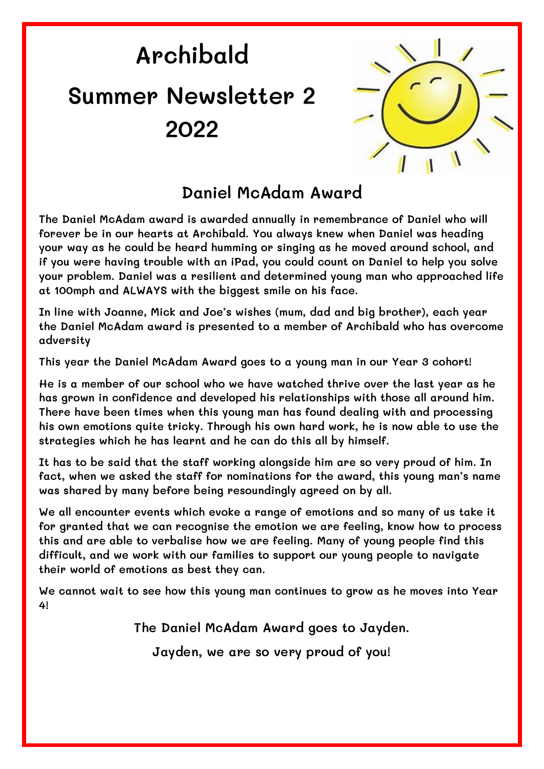# Archibald

# Summer Newsletter 2

# 2022

## Daniel McAdam Award

The Daniel McAdam award is awarded annually in remembrance of Daniel who will forever be in our hearts at Archibald. You always knew when Daniel was heading your way as he could be heard humming or singing as he moved around school, and if you were having trouble with an iPad, you could count on Daniel to help you solve your problem. Daniel was a resilient and determined young man who approached life at 100mph and ALWAYS with the biggest smile on his face.

In line with Joanne, Mick and Joe's wishes (mum, dad and big brother), each year the Daniel McAdam award is presented to a member of Archibald who has overcome adversity

This year the Daniel McAdam Award goes to a young man in our Year 3 cohort!

He is a member of our school who we have watched thrive over the last year as he has grown in confidence and developed his relationships with those all around him. There have been times when this young man has found dealing with and processing his own emotions quite tricky. Through his own hard work, he is now able to use the strategies which he has learnt and he can do this all by himself.

It has to be said that the staff working alongside him are so very proud of him. In fact, when we asked the staff for nominations for the award, this young man's name was shared by many before being resoundingly agreed on by all.

We all encounter events which evoke a range of emotions and so many of us take it for granted that we can recognise the emotion we are feeling, know how to process this and are able to verbalise how we are feeling. Many of young people find this difficult, and we work with our families to support our young people to navigate their world of emotions as best they can.

We cannot wait to see how this young man continues to grow as he moves into Year 4!

The Daniel McAdam Award goes to Jayden.

Jayden, we are so very proud of you!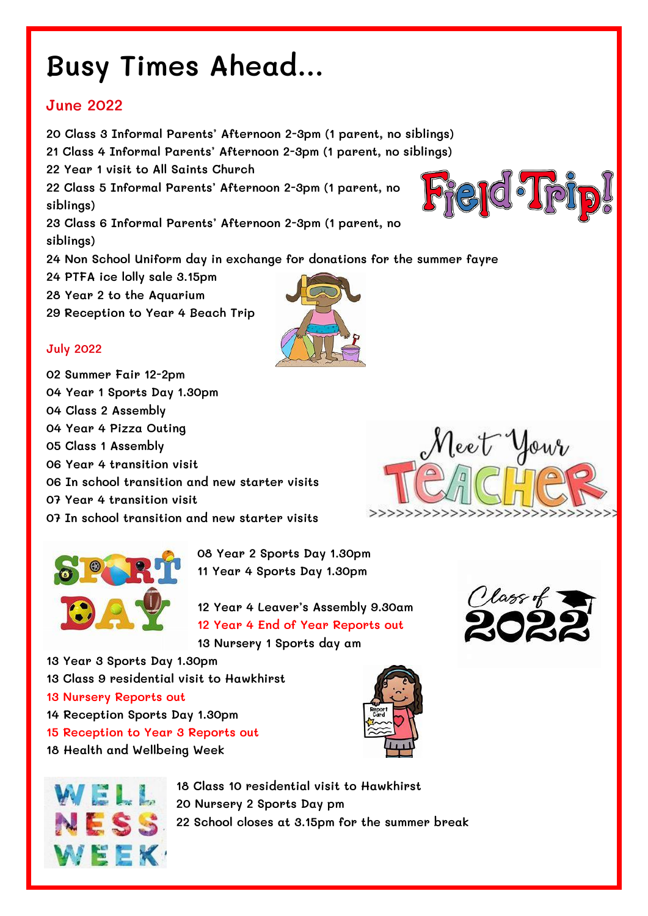# Busy Times Ahead...

## June 2022

20 Class 3 Informal Parents' Afternoon 2-3pm (1 parent, no siblings)
21 Class 4 Informal Parents' Afternoon 2-3pm (1 parent, no siblings)
22 Year 1 visit to All Saints Church
22 Class 5 Informal Parents' Afternoon 2-3pm (1 parent, no siblings)
23 Class 6 Informal Parents' Afternoon 2-3pm (1 parent, no siblings)
24 Non School Uniform day in exchange for donations for the summer fayre
24 PTFA ice lolly sale 3.15pm
28 Year 2 to the Aquarium
29 Reception to Year 4 Beach Trip

## July 2022

02 Summer Fair 12-2pm
04 Year 1 Sports Day 1.30pm
04 Class 2 Assembly
04 Year 4 Pizza Outing
05 Class 1 Assembly
06 Year 4 transition visit
06 In school transition and new starter visits
07 Year 4 transition visit
07 In school transition and new starter visits
08 Year 2 Sports Day 1.30pm
11 Year 4 Sports Day 1.30pm

12 Year 4 Leaver's Assembly 9.30am
12 Year 4 End of Year Reports out
13 Nursery 1 Sports day am
13 Year 3 Sports Day 1.30pm
13 Class 9 residential visit to Hawkhirst
13 Nursery Reports out
14 Reception Sports Day 1.30pm
15 Reception to Year 3 Reports out
18 Health and Wellbeing Week
18 Class 10 residential visit to Hawkhirst
20 Nursery 2 Sports Day pm
22 School closes at 3.15pm for the summer break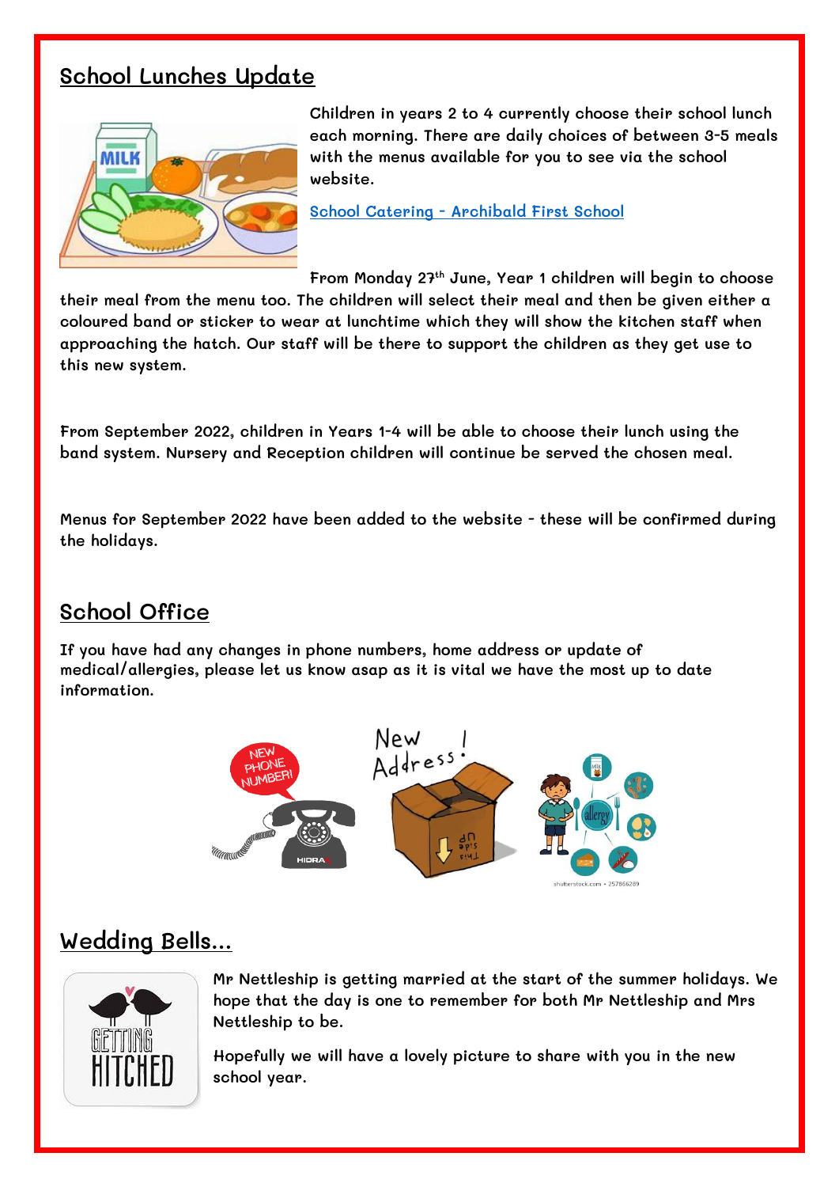## School Lunches Update

Children in years 2 to 4 currently choose their school lunch each morning. There are daily choices of between 3-5 meals with the menus available for you to see via the school website.

[School Catering - Archibald First School]

From Monday 27th June, Year 1 children will begin to choose their meal from the menu too. The children will select their meal and then be given either a coloured band or sticker to wear at lunchtime which they will show the kitchen staff when approaching the hatch. Our staff will be there to support the children as they get use to this new system.

From September 2022, children in Years 1-4 will be able to choose their lunch using the band system. Nursery and Reception children will continue be served the chosen meal.

Menus for September 2022 have been added to the website - these will be confirmed during the holidays.

## School Office

If you have had any changes in phone numbers, home address or update of medical/allergies, please let us know asap as it is vital we have the most up to date information.

## Wedding Bells...

Mr Nettleship is getting married at the start of the summer holidays. We hope that the day is one to remember for both Mr Nettleship and Mrs Nettleship to be.

Hopefully we will have a lovely picture to share with you in the new school year.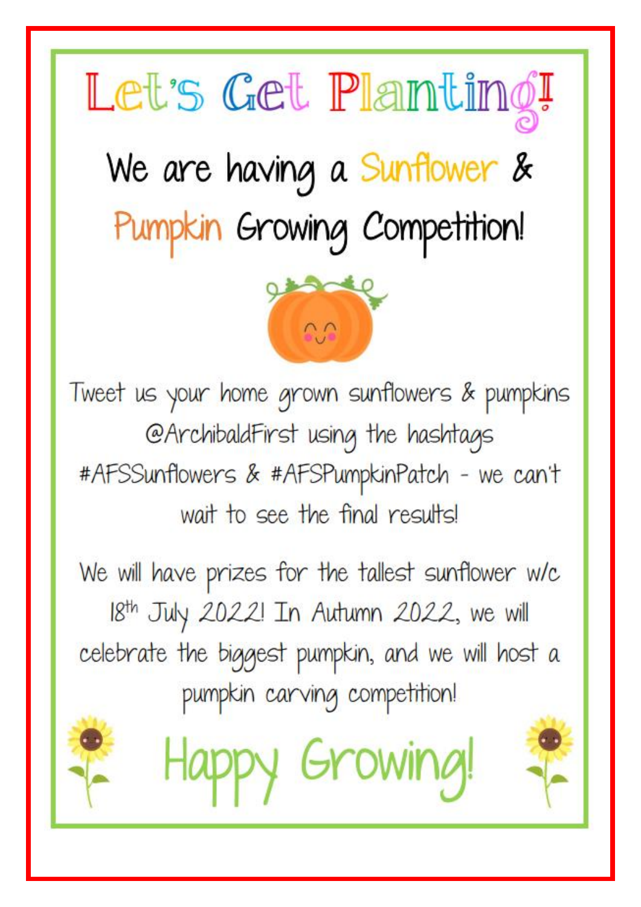# Let's Get Planting!

## We are having a Sunflower & Pumpkin Growing Competition!

Tweet us your home grown sunflowers & pumpkins @ArchibaldFirst using the hashtags #AFSSunflowers & #AFSPumpkinPatch - we can't wait to see the final results!

We will have prizes for the tallest sunflower w/c 18th July 2022! In Autumn 2022, we will celebrate the biggest pumpkin, and we will host a pumpkin carving competition!

## Happy Growing!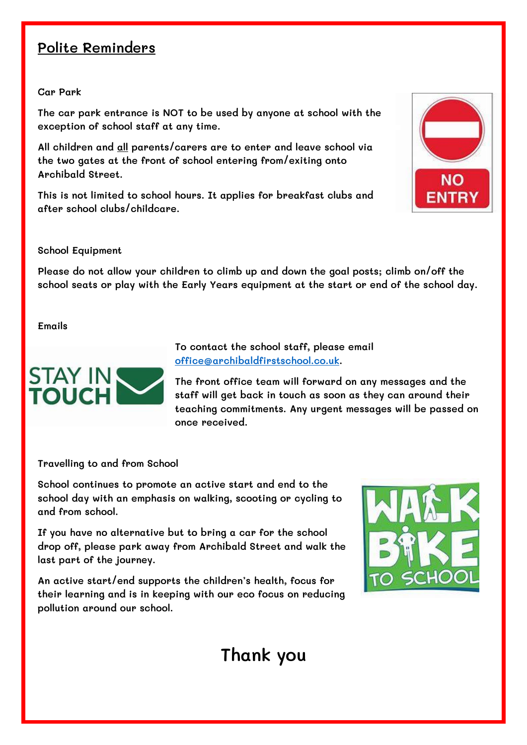## Polite Reminders

Car Park

The car park entrance is NOT to be used by anyone at school with the exception of school staff at any time.

All children and all parents/carers are to enter and leave school via the two gates at the front of school entering from/exiting onto Archibald Street.

This is not limited to school hours. It applies for breakfast clubs and after school clubs/childcare.

School Equipment

Please do not allow your children to climb up and down the goal posts; climb on/off the school seats or play with the Early Years equipment at the start or end of the school day.

Emails

To contact the school staff, please email office@archibaldfirstschool.co.uk.

The front office team will forward on any messages and the staff will get back in touch as soon as they can around their teaching commitments. Any urgent messages will be passed on once received.

Travelling to and from School

School continues to promote an active start and end to the school day with an emphasis on walking, scooting or cycling to and from school.

If you have no alternative but to bring a car for the school drop off, please park away from Archibald Street and walk the last part of the journey.

An active start/end supports the children's health, focus for their learning and is in keeping with our eco focus on reducing pollution around our school.

Thank you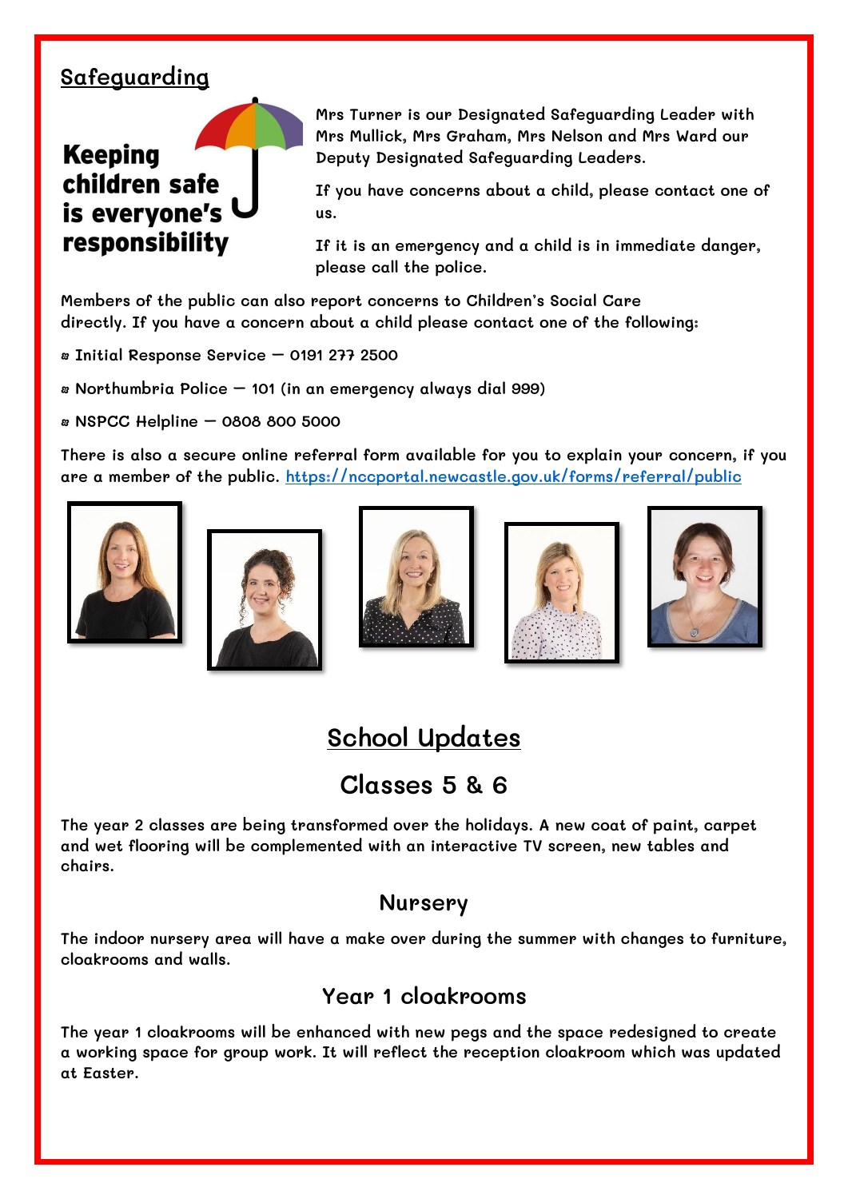## Safeguarding

**Keeping children safe is everyone's responsibility**

Mrs Turner is our Designated Safeguarding Leader with Mrs Mullick, Mrs Graham, Mrs Nelson and Mrs Ward our Deputy Designated Safeguarding Leaders.

If you have concerns about a child, please contact one of us.

If it is an emergency and a child is in immediate danger, please call the police.

Members of the public can also report concerns to Children's Social Care directly. If you have a concern about a child please contact one of the following:

- Initial Response Service – 0191 277 2500
- Northumbria Police – 101 (in an emergency always dial 999)
- NSPCC Helpline – 0808 800 5000

There is also a secure online referral form available for you to explain your concern, if you are a member of the public. https://nccportal.newcastle.gov.uk/forms/referral/public

# School Updates

## Classes 5 & 6

The year 2 classes are being transformed over the holidays. A new coat of paint, carpet and wet flooring will be complemented with an interactive TV screen, new tables and chairs.

### Nursery

The indoor nursery area will have a make over during the summer with changes to furniture, cloakrooms and walls.

### Year 1 cloakrooms

The year 1 cloakrooms will be enhanced with new pegs and the space redesigned to create a working space for group work. It will reflect the reception cloakroom which was updated at Easter.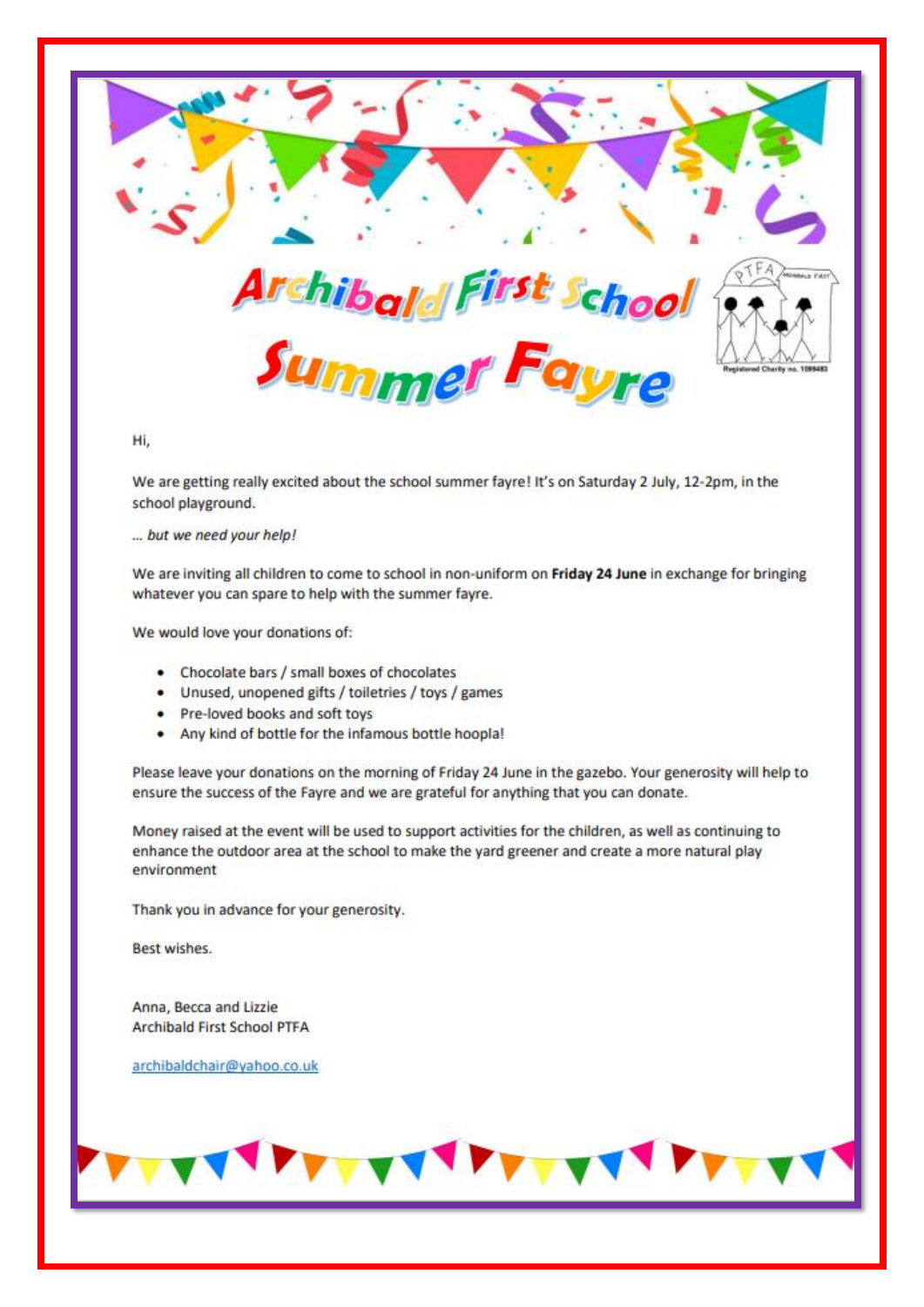# Archibald First School Summer Fayre

PTFA

Registered Charity no. 1099483

Hi,

We are getting really excited about the school summer fayre! It's on Saturday 2 July, 12-2pm, in the school playground.

*... but we need your help!*

We are inviting all children to come to school in non-uniform on **Friday 24 June** in exchange for bringing whatever you can spare to help with the summer fayre.

We would love your donations of:

- Chocolate bars / small boxes of chocolates
- Unused, unopened gifts / toiletries / toys / games
- Pre-loved books and soft toys
- Any kind of bottle for the infamous bottle hoopla!

Please leave your donations on the morning of Friday 24 June in the gazebo. Your generosity will help to ensure the success of the Fayre and we are grateful for anything that you can donate.

Money raised at the event will be used to support activities for the children, as well as continuing to enhance the outdoor area at the school to make the yard greener and create a more natural play environment

Thank you in advance for your generosity.

Best wishes.

Anna, Becca and Lizzie
Archibald First School PTFA

archibaldchair@yahoo.co.uk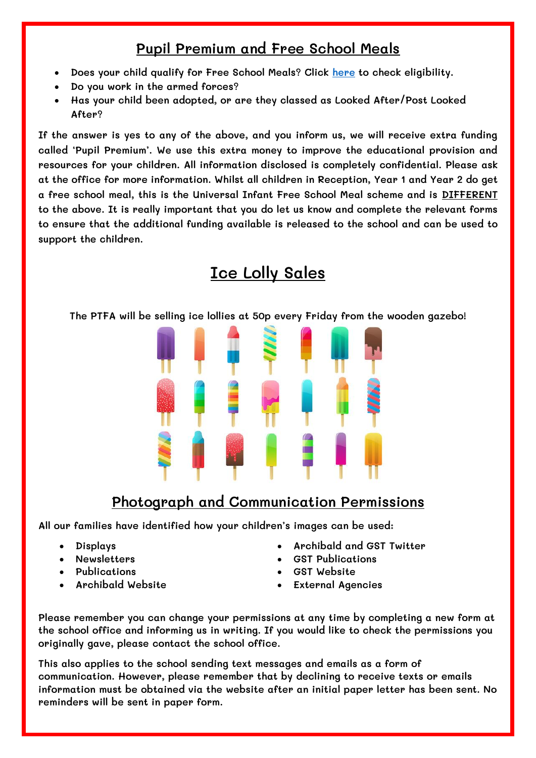## Pupil Premium and Free School Meals

- Does your child qualify for Free School Meals? Click [here](#) to check eligibility.
- Do you work in the armed forces?
- Has your child been adopted, or are they classed as Looked After/Post Looked After?

If the answer is yes to any of the above, and you inform us, we will receive extra funding called 'Pupil Premium'. We use this extra money to improve the educational provision and resources for your children. All information disclosed is completely confidential. Please ask at the office for more information. Whilst all children in Reception, Year 1 and Year 2 do get a free school meal, this is the Universal Infant Free School Meal scheme and is **DIFFERENT** to the above. It is really important that you do let us know and complete the relevant forms to ensure that the additional funding available is released to the school and can be used to support the children.

## Ice Lolly Sales

The PTFA will be selling ice lollies at 50p every Friday from the wooden gazebo!

## Photograph and Communication Permissions

All our families have identified how your children's images can be used:

- Displays
- Newsletters
- Publications
- Archibald Website
- Archibald and GST Twitter
- GST Publications
- GST Website
- External Agencies

Please remember you can change your permissions at any time by completing a new form at the school office and informing us in writing. If you would like to check the permissions you originally gave, please contact the school office.

This also applies to the school sending text messages and emails as a form of communication. However, please remember that by declining to receive texts or emails information must be obtained via the website after an initial paper letter has been sent. No reminders will be sent in paper form.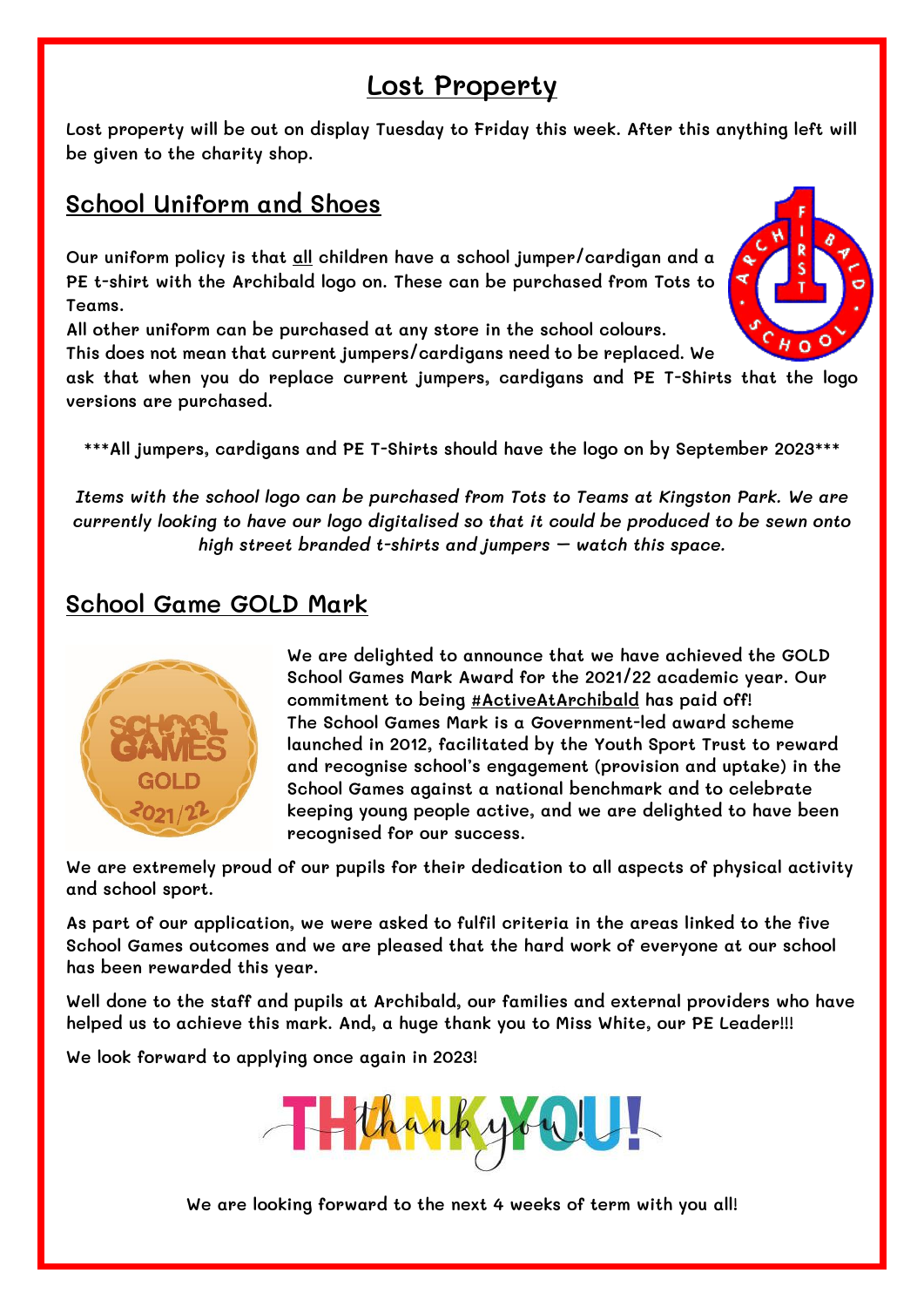## Lost Property

Lost property will be out on display Tuesday to Friday this week. After this anything left will be given to the charity shop.

## School Uniform and Shoes

Our uniform policy is that all children have a school jumper/cardigan and a PE t-shirt with the Archibald logo on. These can be purchased from Tots to Teams.

All other uniform can be purchased at any store in the school colours.

This does not mean that current jumpers/cardigans need to be replaced. We ask that when you do replace current jumpers, cardigans and PE T-Shirts that the logo versions are purchased.

***All jumpers, cardigans and PE T-Shirts should have the logo on by September 2023***

*Items with the school logo can be purchased from Tots to Teams at Kingston Park. We are currently looking to have our logo digitalised so that it could be produced to be sewn onto high street branded t-shirts and jumpers – watch this space.*

## School Game GOLD Mark

We are delighted to announce that we have achieved the GOLD School Games Mark Award for the 2021/22 academic year. Our commitment to being #ActiveAtArchibald has paid off! The School Games Mark is a Government-led award scheme launched in 2012, facilitated by the Youth Sport Trust to reward and recognise school's engagement (provision and uptake) in the School Games against a national benchmark and to celebrate keeping young people active, and we are delighted to have been recognised for our success.

We are extremely proud of our pupils for their dedication to all aspects of physical activity and school sport.

As part of our application, we were asked to fulfil criteria in the areas linked to the five School Games outcomes and we are pleased that the hard work of everyone at our school has been rewarded this year.

Well done to the staff and pupils at Archibald, our families and external providers who have helped us to achieve this mark. And, a huge thank you to Miss White, our PE Leader!!!

We look forward to applying once again in 2023!

THANK YOU!

We are looking forward to the next 4 weeks of term with you all!